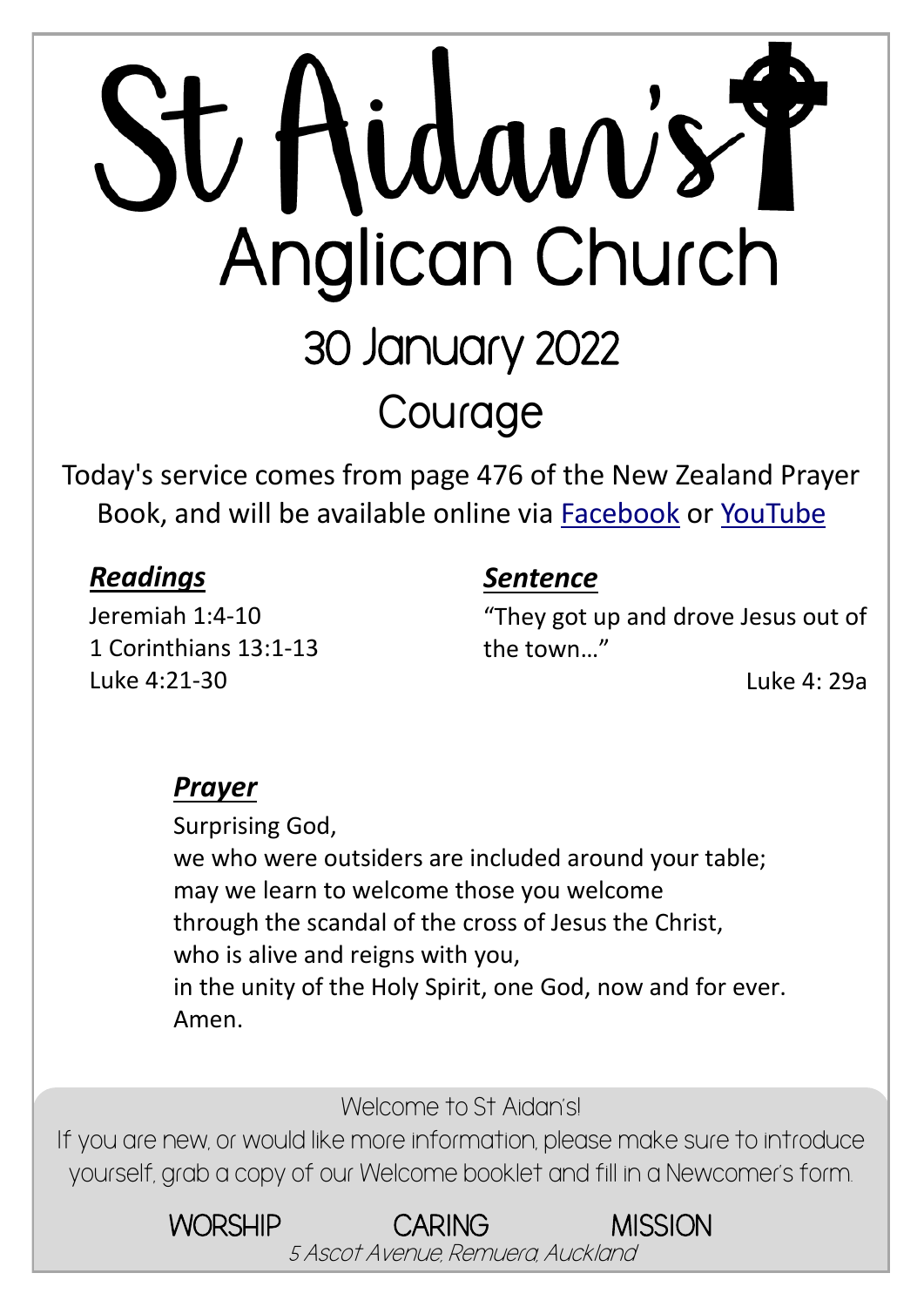# St Aidan's Anglican Church

## 30 January 2022

## Courage

Today's service comes from page 476 of the New Zealand Prayer Book, and will be available online via Facebook or YouTube

### *Readings*

Jeremiah 1:4-10
1 Corinthians 13:1-13
Luke 4:21-30

### *Sentence*

"They got up and drove Jesus out of the town…"

Luke 4: 29a

### *Prayer*

Surprising God,
we who were outsiders are included around your table;
may we learn to welcome those you welcome
through the scandal of the cross of Jesus the Christ,
who is alive and reigns with you,
in the unity of the Holy Spirit, one God, now and for ever.
Amen.

Welcome to St Aidan's!
If you are new, or would like more information, please make sure to introduce yourself, grab a copy of our Welcome booklet and fill in a Newcomer's form.

WORSHIP CARING MISSION

*5 Ascot Avenue, Remuera, Auckland*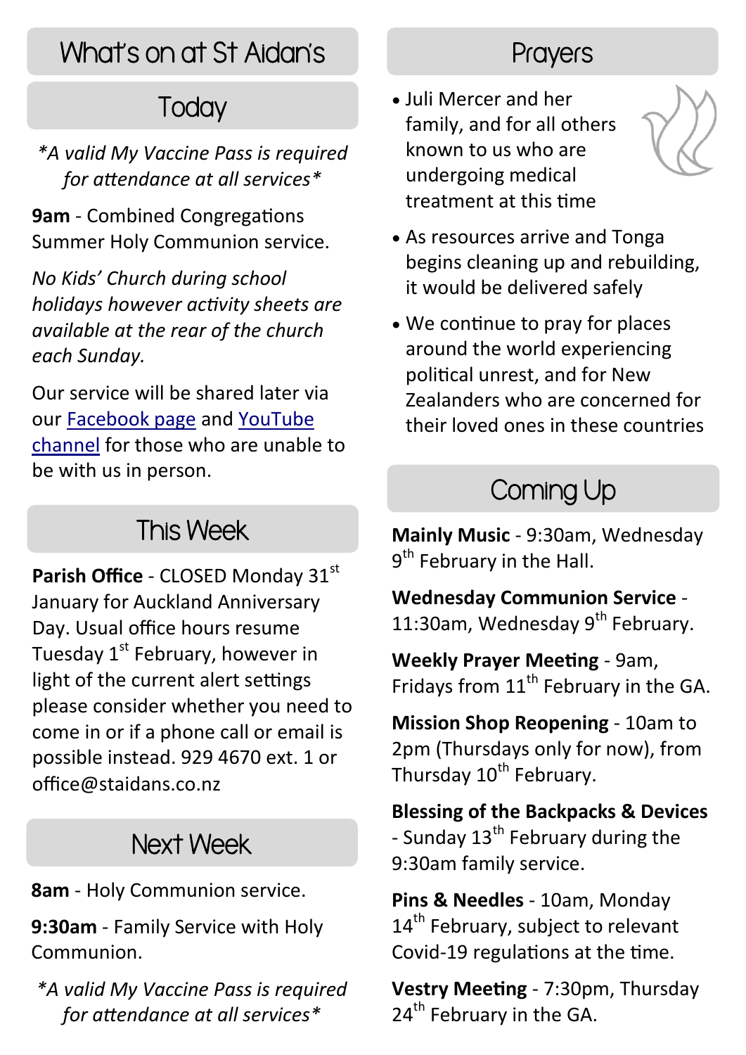# What's on at St Aidan's

## Today

*\*A valid My Vaccine Pass is required for attendance at all services\**

**9am** - Combined Congregations Summer Holy Communion service.

*No Kids' Church during school holidays however activity sheets are available at the rear of the church each Sunday.*

Our service will be shared later via our Facebook page and YouTube channel for those who are unable to be with us in person.

## This Week

**Parish Office** - CLOSED Monday 31st January for Auckland Anniversary Day. Usual office hours resume Tuesday 1st February, however in light of the current alert settings please consider whether you need to come in or if a phone call or email is possible instead. 929 4670 ext. 1 or office@staidans.co.nz

## Next Week

**8am** - Holy Communion service.

**9:30am** - Family Service with Holy Communion.

*\*A valid My Vaccine Pass is required for attendance at all services\**

## Prayers

- Juli Mercer and her family, and for all others known to us who are undergoing medical treatment at this time
- As resources arrive and Tonga begins cleaning up and rebuilding, it would be delivered safely
- We continue to pray for places around the world experiencing political unrest, and for New Zealanders who are concerned for their loved ones in these countries

## Coming Up

**Mainly Music** - 9:30am, Wednesday 9th February in the Hall.

**Wednesday Communion Service** - 11:30am, Wednesday 9th February.

**Weekly Prayer Meeting** - 9am, Fridays from 11th February in the GA.

**Mission Shop Reopening** - 10am to 2pm (Thursdays only for now), from Thursday 10th February.

**Blessing of the Backpacks & Devices** - Sunday 13th February during the 9:30am family service.

**Pins & Needles** - 10am, Monday 14th February, subject to relevant Covid-19 regulations at the time.

**Vestry Meeting** - 7:30pm, Thursday 24th February in the GA.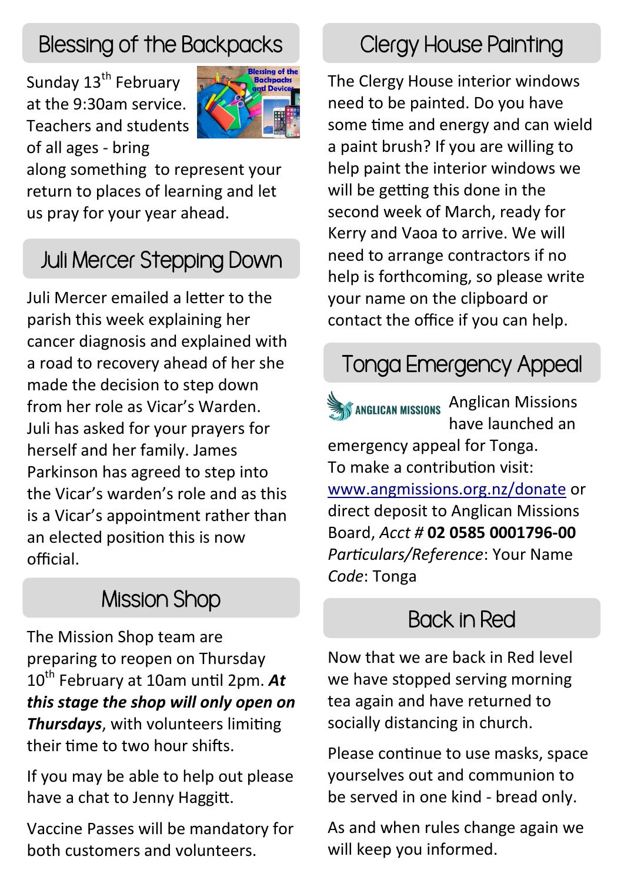## Blessing of the Backpacks

Sunday 13th February at the 9:30am service. Teachers and students of all ages - bring along something to represent your return to places of learning and let us pray for your year ahead.

## Juli Mercer Stepping Down

Juli Mercer emailed a letter to the parish this week explaining her cancer diagnosis and explained with a road to recovery ahead of her she made the decision to step down from her role as Vicar's Warden. Juli has asked for your prayers for herself and her family. James Parkinson has agreed to step into the Vicar's warden's role and as this is a Vicar's appointment rather than an elected position this is now official.

## Mission Shop

The Mission Shop team are preparing to reopen on Thursday 10th February at 10am until 2pm. ***At this stage the shop will only open on Thursdays***, with volunteers limiting their time to two hour shifts.

If you may be able to help out please have a chat to Jenny Haggitt.

Vaccine Passes will be mandatory for both customers and volunteers.

## Clergy House Painting

The Clergy House interior windows need to be painted. Do you have some time and energy and can wield a paint brush? If you are willing to help paint the interior windows we will be getting this done in the second week of March, ready for Kerry and Vaoa to arrive. We will need to arrange contractors if no help is forthcoming, so please write your name on the clipboard or contact the office if you can help.

## Tonga Emergency Appeal

Anglican Missions have launched an emergency appeal for Tonga.
To make a contribution visit: www.angmissions.org.nz/donate or direct deposit to Anglican Missions Board, *Acct #* **02 0585 0001796-00**
*Particulars/Reference*: Your Name
*Code*: Tonga

## Back in Red

Now that we are back in Red level we have stopped serving morning tea again and have returned to socially distancing in church.

Please continue to use masks, space yourselves out and communion to be served in one kind - bread only.

As and when rules change again we will keep you informed.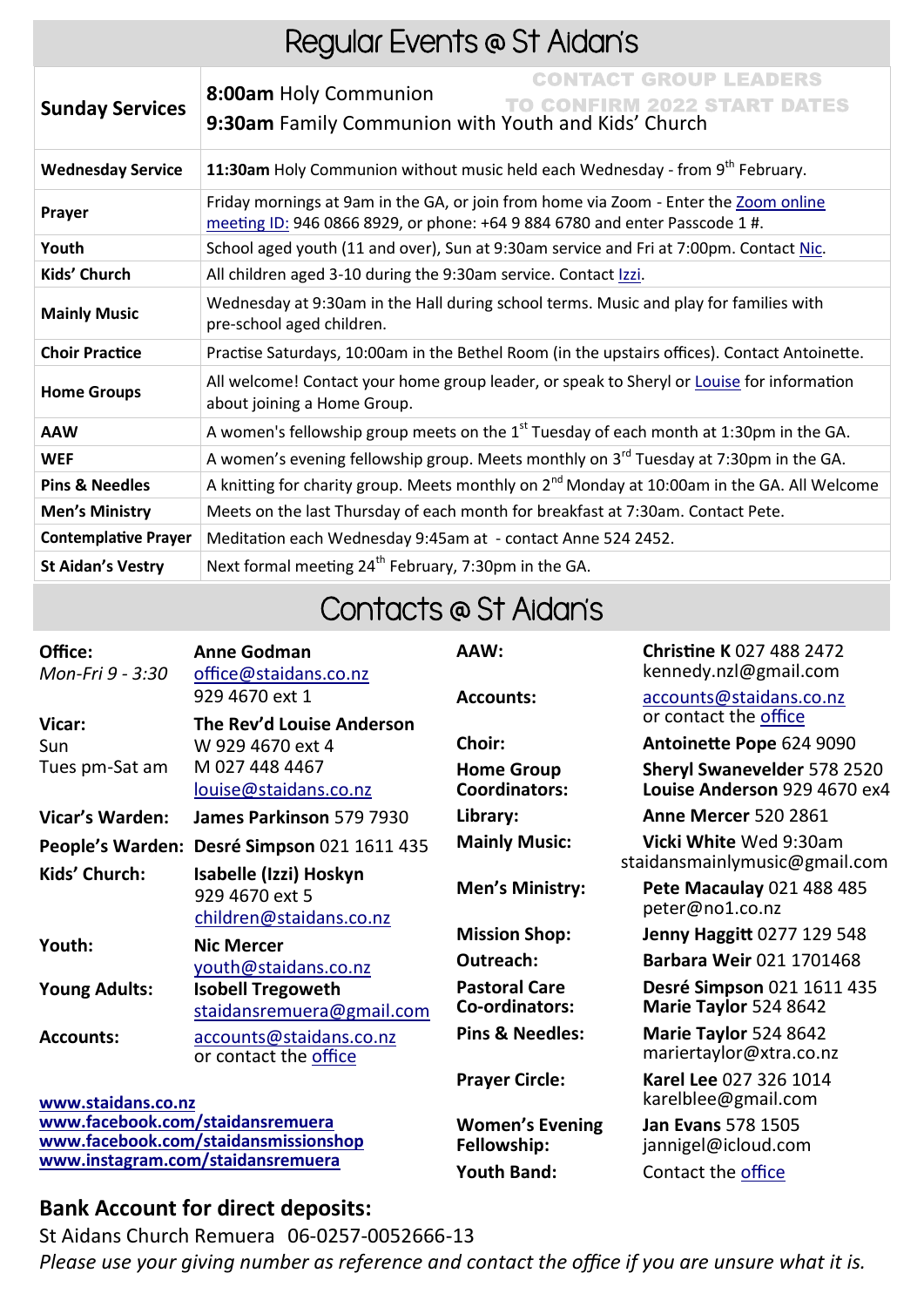# Regular Events @ St Aidan's

| | |
|---|---|
| **Sunday Services** | **8:00am** Holy Communion<br>**9:30am** Family Communion with Youth and Kids' Church<br>CONTACT GROUP LEADERS TO CONFIRM 2022 START DATES |
| **Wednesday Service** | **11:30am** Holy Communion without music held each Wednesday - from 9th February. |
| **Prayer** | Friday mornings at 9am in the GA, or join from home via Zoom - Enter the Zoom online meeting ID: 946 0866 8929, or phone: +64 9 884 6780 and enter Passcode 1 #. |
| **Youth** | School aged youth (11 and over), Sun at 9:30am service and Fri at 7:00pm. Contact Nic. |
| **Kids' Church** | All children aged 3-10 during the 9:30am service. Contact Izzi. |
| **Mainly Music** | Wednesday at 9:30am in the Hall during school terms. Music and play for families with pre-school aged children. |
| **Choir Practice** | Practise Saturdays, 10:00am in the Bethel Room (in the upstairs offices). Contact Antoinette. |
| **Home Groups** | All welcome! Contact your home group leader, or speak to Sheryl or Louise for information about joining a Home Group. |
| **AAW** | A women's fellowship group meets on the 1st Tuesday of each month at 1:30pm in the GA. |
| **WEF** | A women's evening fellowship group. Meets monthly on 3rd Tuesday at 7:30pm in the GA. |
| **Pins & Needles** | A knitting for charity group. Meets monthly on 2nd Monday at 10:00am in the GA. All Welcome |
| **Men's Ministry** | Meets on the last Thursday of each month for breakfast at 7:30am. Contact Pete. |
| **Contemplative Prayer** | Meditation each Wednesday 9:45am at - contact Anne 524 2452. |
| **St Aidan's Vestry** | Next formal meeting 24th February, 7:30pm in the GA. |

# Contacts @ St Aidan's

| | |
|---|---|
| **Office:**<br>*Mon-Fri 9 - 3:30* | **Anne Godman**<br>office@staidans.co.nz<br>929 4670 ext 1 |
| **Vicar:**<br>Sun<br>Tues pm-Sat am | **The Rev'd Louise Anderson**<br>W 929 4670 ext 4<br>M 027 448 4467<br>louise@staidans.co.nz |
| **Vicar's Warden:** | **James Parkinson** 579 7930 |
| **People's Warden:** | **Desré Simpson** 021 1611 435 |
| **Kids' Church:** | **Isabelle (Izzi) Hoskyn**<br>929 4670 ext 5<br>children@staidans.co.nz |
| **Youth:** | **Nic Mercer**<br>youth@staidans.co.nz |
| **Young Adults:** | **Isobell Tregoweth**<br>staidansremuera@gmail.com |
| **Accounts:** | accounts@staidans.co.nz<br>or contact the office |

**www.staidans.co.nz**
**www.facebook.com/staidansremuera**
**www.facebook.com/staidansmissionshop**
**www.instagram.com/staidansremuera**

| | |
|---|---|
| **AAW:** | **Christine K** 027 488 2472<br>kennedy.nzl@gmail.com |
| **Accounts:** | accounts@staidans.co.nz<br>or contact the office |
| **Choir:** | **Antoinette Pope** 624 9090 |
| **Home Group Coordinators:** | **Sheryl Swanevelder** 578 2520<br>**Louise Anderson** 929 4670 ex4 |
| **Library:** | **Anne Mercer** 520 2861 |
| **Mainly Music:** | **Vicki White** Wed 9:30am<br>staidansmainlymusic@gmail.com |
| **Men's Ministry:** | **Pete Macaulay** 021 488 485<br>peter@no1.co.nz |
| **Mission Shop:** | **Jenny Haggitt** 0277 129 548 |
| **Outreach:** | **Barbara Weir** 021 1701468 |
| **Pastoral Care Co-ordinators:** | **Desré Simpson** 021 1611 435<br>**Marie Taylor** 524 8642 |
| **Pins & Needles:** | **Marie Taylor** 524 8642<br>mariertaylor@xtra.co.nz |
| **Prayer Circle:** | **Karel Lee** 027 326 1014<br>karelblee@gmail.com |
| **Women's Evening Fellowship:** | **Jan Evans** 578 1505<br>jannigel@icloud.com |
| **Youth Band:** | Contact the office |

## Bank Account for direct deposits:

St Aidans Church Remuera 06-0257-0052666-13

*Please use your giving number as reference and contact the office if you are unsure what it is.*